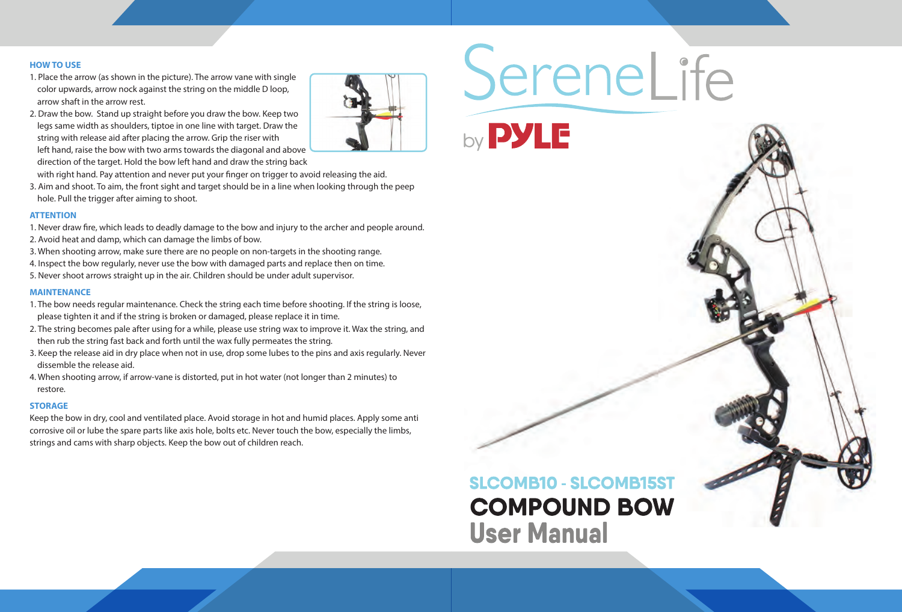# SereneLife by PYLE

## SLCOMB10 - SLCOMB15ST

# COMPOUND BOW

## User Manual

### HOW TO USE

1. Place the arrow (as shown in the picture). The arrow vane with single color upwards, arrow nock against the string on the middle D loop, arrow shaft in the arrow rest.
2. Draw the bow. Stand up straight before you draw the bow. Keep two legs same width as shoulders, tiptoe in one line with target. Draw the string with release aid after placing the arrow. Grip the riser with left hand, raise the bow with two arms towards the diagonal and above direction of the target. Hold the bow left hand and draw the string back with right hand. Pay attention and never put your finger on trigger to avoid releasing the aid.
3. Aim and shoot. To aim, the front sight and target should be in a line when looking through the peep hole. Pull the trigger after aiming to shoot.

### ATTENTION

1. Never draw fire, which leads to deadly damage to the bow and injury to the archer and people around.
2. Avoid heat and damp, which can damage the limbs of bow.
3. When shooting arrow, make sure there are no people on non-targets in the shooting range.
4. Inspect the bow regularly, never use the bow with damaged parts and replace then on time.
5. Never shoot arrows straight up in the air. Children should be under adult supervisor.

### MAINTENANCE

1. The bow needs regular maintenance. Check the string each time before shooting. If the string is loose, please tighten it and if the string is broken or damaged, please replace it in time.
2. The string becomes pale after using for a while, please use string wax to improve it. Wax the string, and then rub the string fast back and forth until the wax fully permeates the string.
3. Keep the release aid in dry place when not in use, drop some lubes to the pins and axis regularly. Never dissemble the release aid.
4. When shooting arrow, if arrow-vane is distorted, put in hot water (not longer than 2 minutes) to restore.

### STORAGE

Keep the bow in dry, cool and ventilated place. Avoid storage in hot and humid places. Apply some anti corrosive oil or lube the spare parts like axis hole, bolts etc. Never touch the bow, especially the limbs, strings and cams with sharp objects. Keep the bow out of children reach.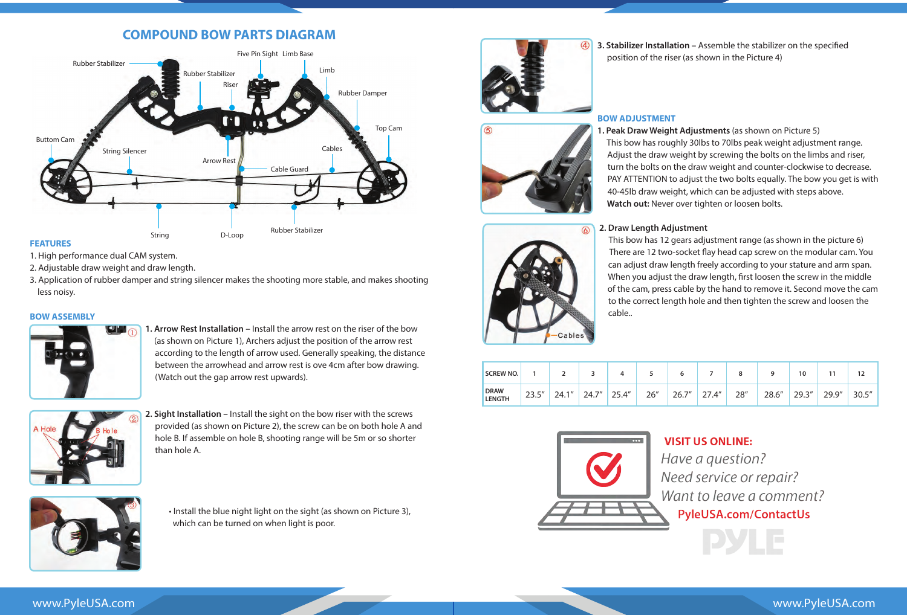## COMPOUND BOW PARTS DIAGRAM

Rubber Stabilizer
Five Pin Sight
Limb Base
Rubber Stabilizer
Limb
Riser
Rubber Damper
Top Cam
Buttom Cam
String Silencer
Cables
Arrow Rest
Cable Guard
String
D-Loop
Rubber Stabilizer

### FEATURES

1. High performance dual CAM system.
2. Adjustable draw weight and draw length.
3. Application of rubber damper and string silencer makes the shooting more stable, and makes shooting less noisy.

### BOW ASSEMBLY

**1. Arrow Rest Installation** – Install the arrow rest on the riser of the bow (as shown on Picture 1), Archers adjust the position of the arrow rest according to the length of arrow used. Generally speaking, the distance between the arrowhead and arrow rest is ove 4cm after bow drawing. (Watch out the gap arrow rest upwards).

A Hole
B Hole

**2. Sight Installation** – Install the sight on the bow riser with the screws provided (as shown on Picture 2), the screw can be on both hole A and hole B. If assemble on hole B, shooting range will be 5m or so shorter than hole A.

• Install the blue night light on the sight (as shown on Picture 3), which can be turned on when light is poor.

**3. Stabilizer Installation** – Assemble the stabilizer on the specified position of the riser (as shown in the Picture 4)

### BOW ADJUSTMENT

**1. Peak Draw Weight Adjustments** (as shown on Picture 5)
This bow has roughly 30lbs to 70lbs peak weight adjustment range. Adjust the draw weight by screwing the bolts on the limbs and riser, turn the bolts on the draw weight and counter-clockwise to decrease. PAY ATTENTION to adjust the two bolts equally. The bow you get is with 40-45lb draw weight, which can be adjusted with steps above.
**Watch out:** Never over tighten or loosen bolts.

Cables

**2. Draw Length Adjustment**
This bow has 12 gears adjustment range (as shown in the picture 6) There are 12 two-socket flay head cap screw on the modular cam. You can adjust draw length freely according to your stature and arm span. When you adjust the draw length, first loosen the screw in the middle of the cam, press cable by the hand to remove it. Second move the cam to the correct length hole and then tighten the screw and loosen the cable..

| SCREW NO. | 1 | 2 | 3 | 4 | 5 | 6 | 7 | 8 | 9 | 10 | 11 | 12 |
|---|---|---|---|---|---|---|---|---|---|---|---|---|
| DRAW LENGTH | 23.5″ | 24.1″ | 24.7″ | 25.4″ | 26″ | 26.7″ | 27.4″ | 28″ | 28.6″ | 29.3″ | 29.9″ | 30.5″ |

**VISIT US ONLINE:**
*Have a question?*
*Need service or repair?*
*Want to leave a comment?*
**PyleUSA.com/ContactUs**

PYLE